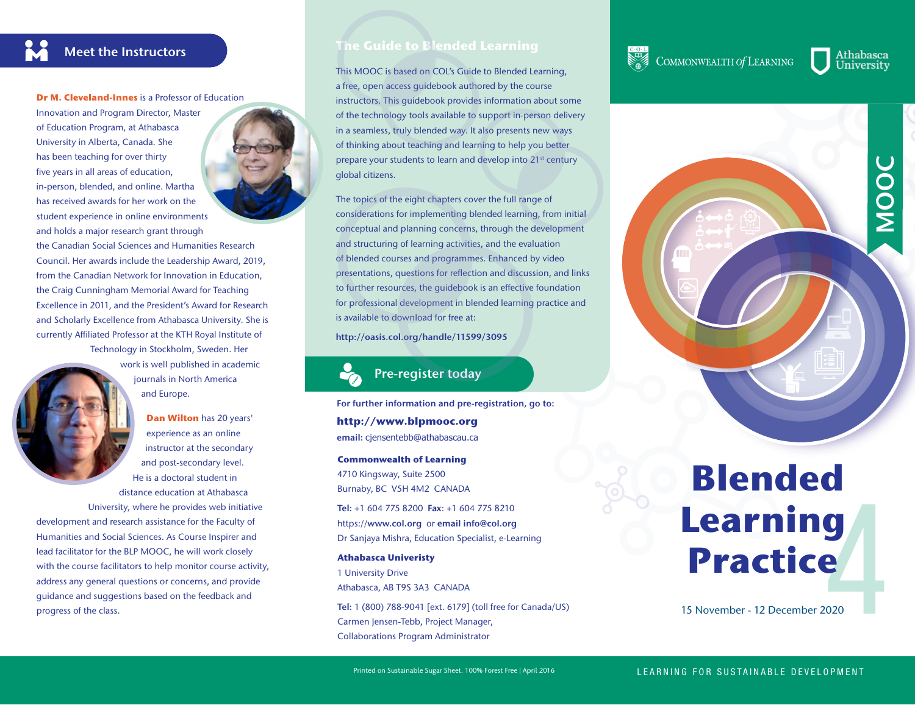## Meet the Instructors

**Dr M. Cleveland-Innes** is a Professor of Education Innovation and Program Director, Master of Education Program, at Athabasca University in Alberta, Canada. She has been teaching for over thirty five years in all areas of education, in-person, blended, and online. Martha has received awards for her work on the student experience in online environments and holds a major research grant through the Canadian Social Sciences and Humanities Research Council. Her awards include the Leadership Award, 2019, from the Canadian Network for Innovation in Education, the Craig Cunningham Memorial Award for Teaching Excellence in 2011, and the President's Award for Research and Scholarly Excellence from Athabasca University. She is currently Affiliated Professor at the KTH Royal Institute of Technology in Stockholm, Sweden. Her work is well published in academic journals in North America and Europe.

**Dan Wilton** has 20 years' experience as an online instructor at the secondary and post-secondary level. He is a doctoral student in distance education at Athabasca University, where he provides web initiative development and research assistance for the Faculty of Humanities and Social Sciences. As Course Inspirer and lead facilitator for the BLP MOOC, he will work closely with the course facilitators to help monitor course activity, address any general questions or concerns, and provide guidance and suggestions based on the feedback and progress of the class.

## The Guide to Blended Learning

This MOOC is based on COL's Guide to Blended Learning, a free, open access guidebook authored by the course instructors. This guidebook provides information about some of the technology tools available to support in-person delivery in a seamless, truly blended way. It also presents new ways of thinking about teaching and learning to help you better prepare your students to learn and develop into 21st century global citizens.

The topics of the eight chapters cover the full range of considerations for implementing blended learning, from initial conceptual and planning concerns, through the development and structuring of learning activities, and the evaluation of blended courses and programmes. Enhanced by video presentations, questions for reflection and discussion, and links to further resources, the guidebook is an effective foundation for professional development in blended learning practice and is available to download for free at:

**http://oasis.col.org/handle/11599/3095**

## Pre-register today

**For further information and pre-registration, go to:**

**http://www.blpmooc.org**

**email:** cjensentebb@athabascau.ca

**Commonwealth of Learning**
4710 Kingsway, Suite 2500
Burnaby, BC V5H 4M2 CANADA

**Tel:** +1 604 775 8200 **Fax:** +1 604 775 8210
https://**www.col.org** or **email info@col.org**
Dr Sanjaya Mishra, Education Specialist, e-Learning

**Athabasca Univeristy**
1 University Drive
Athabasca, AB T9S 3A3 CANADA

**Tel:** 1 (800) 788-9041 [ext. 6179] (toll free for Canada/US)
Carmen Jensen-Tebb, Project Manager,
Collaborations Program Administrator

Commonwealth of Learning | Athabasca University

MOOC

# Blended Learning Practice 4

15 November - 12 December 2020

Printed on Sustainable Sugar Sheet. 100% Forest Free | April 2016

LEARNING FOR SUSTAINABLE DEVELOPMENT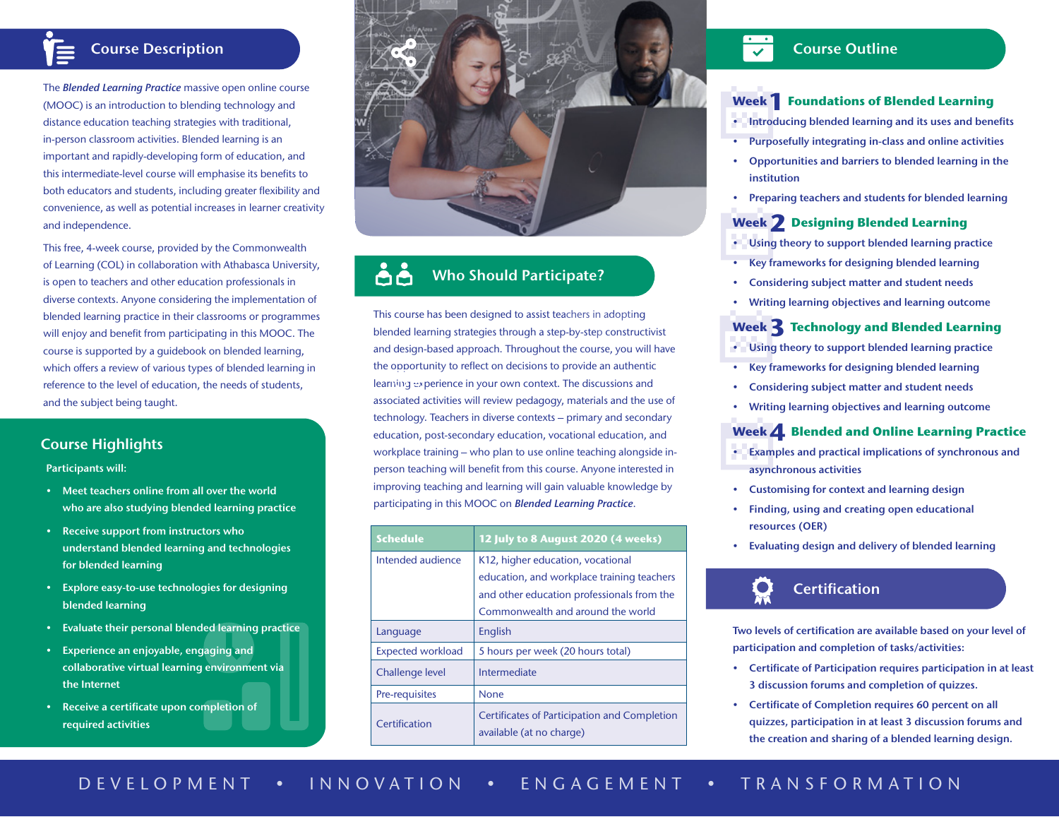## Course Description

The *Blended Learning Practice* massive open online course (MOOC) is an introduction to blending technology and distance education teaching strategies with traditional, in-person classroom activities. Blended learning is an important and rapidly-developing form of education, and this intermediate-level course will emphasise its benefits to both educators and students, including greater flexibility and convenience, as well as potential increases in learner creativity and independence.

This free, 4-week course, provided by the Commonwealth of Learning (COL) in collaboration with Athabasca University, is open to teachers and other education professionals in diverse contexts. Anyone considering the implementation of blended learning practice in their classrooms or programmes will enjoy and benefit from participating in this MOOC. The course is supported by a guidebook on blended learning, which offers a review of various types of blended learning in reference to the level of education, the needs of students, and the subject being taught.

## Course Highlights

Participants will:

- Meet teachers online from all over the world who are also studying blended learning practice
- Receive support from instructors who understand blended learning and technologies for blended learning
- Explore easy-to-use technologies for designing blended learning
- Evaluate their personal blended learning practice
- Experience an enjoyable, engaging and collaborative virtual learning environment via the Internet
- Receive a certificate upon completion of required activities

## Who Should Participate?

This course has been designed to assist teachers in adopting blended learning strategies through a step-by-step constructivist and design-based approach. Throughout the course, you will have the opportunity to reflect on decisions to provide an authentic learning experience in your own context. The discussions and associated activities will review pedagogy, materials and the use of technology. Teachers in diverse contexts – primary and secondary education, post-secondary education, vocational education, and workplace training – who plan to use online teaching alongside in-person teaching will benefit from this course. Anyone interested in improving teaching and learning will gain valuable knowledge by participating in this MOOC on *Blended Learning Practice*.

| Schedule | 12 July to 8 August 2020 (4 weeks) |
|---|---|
| Intended audience | K12, higher education, vocational education, and workplace training teachers and other education professionals from the Commonwealth and around the world |
| Language | English |
| Expected workload | 5 hours per week (20 hours total) |
| Challenge level | Intermediate |
| Pre-requisites | None |
| Certification | Certificates of Participation and Completion available (at no charge) |

## Course Outline

### Week 1 Foundations of Blended Learning

- Introducing blended learning and its uses and benefits
- Purposefully integrating in-class and online activities
- Opportunities and barriers to blended learning in the institution
- Preparing teachers and students for blended learning

### Week 2 Designing Blended Learning

- Using theory to support blended learning practice
- Key frameworks for designing blended learning
- Considering subject matter and student needs
- Writing learning objectives and learning outcome

### Week 3 Technology and Blended Learning

- Using theory to support blended learning practice
- Key frameworks for designing blended learning
- Considering subject matter and student needs
- Writing learning objectives and learning outcome

### Week 4 Blended and Online Learning Practice

- Examples and practical implications of synchronous and asynchronous activities
- Customising for context and learning design
- Finding, using and creating open educational resources (OER)
- Evaluating design and delivery of blended learning

## Certification

Two levels of certification are available based on your level of participation and completion of tasks/activities:

- Certificate of Participation requires participation in at least 3 discussion forums and completion of quizzes.
- Certificate of Completion requires 60 percent on all quizzes, participation in at least 3 discussion forums and the creation and sharing of a blended learning design.

DEVELOPMENT • INNOVATION • ENGAGEMENT • TRANSFORMATION